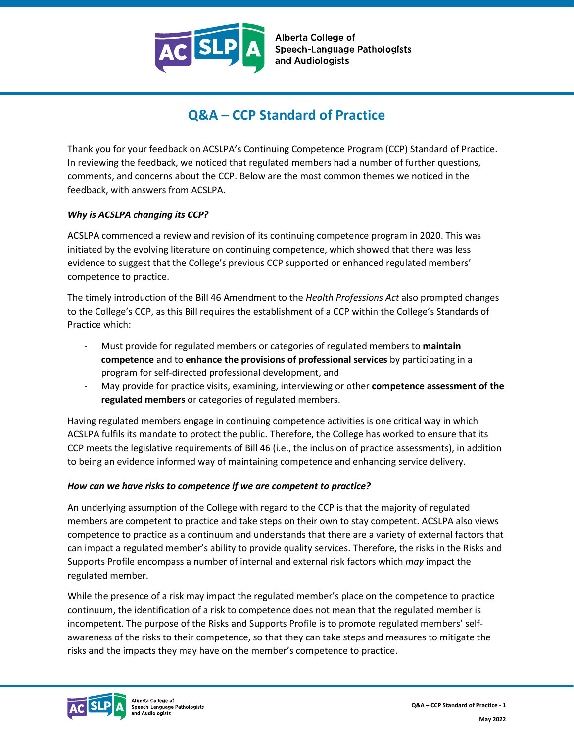Alberta College of Speech-Language Pathologists and Audiologists

# Q&A – CCP Standard of Practice

Thank you for your feedback on ACSLPA's Continuing Competence Program (CCP) Standard of Practice. In reviewing the feedback, we noticed that regulated members had a number of further questions, comments, and concerns about the CCP. Below are the most common themes we noticed in the feedback, with answers from ACSLPA.

### *Why is ACSLPA changing its CCP?*

ACSLPA commenced a review and revision of its continuing competence program in 2020. This was initiated by the evolving literature on continuing competence, which showed that there was less evidence to suggest that the College's previous CCP supported or enhanced regulated members' competence to practice.

The timely introduction of the Bill 46 Amendment to the *Health Professions Act* also prompted changes to the College's CCP, as this Bill requires the establishment of a CCP within the College's Standards of Practice which:

- Must provide for regulated members or categories of regulated members to **maintain competence** and to **enhance the provisions of professional services** by participating in a program for self-directed professional development, and
- May provide for practice visits, examining, interviewing or other **competence assessment of the regulated members** or categories of regulated members.

Having regulated members engage in continuing competence activities is one critical way in which ACSLPA fulfils its mandate to protect the public. Therefore, the College has worked to ensure that its CCP meets the legislative requirements of Bill 46 (i.e., the inclusion of practice assessments), in addition to being an evidence informed way of maintaining competence and enhancing service delivery.

### *How can we have risks to competence if we are competent to practice?*

An underlying assumption of the College with regard to the CCP is that the majority of regulated members are competent to practice and take steps on their own to stay competent. ACSLPA also views competence to practice as a continuum and understands that there are a variety of external factors that can impact a regulated member's ability to provide quality services. Therefore, the risks in the Risks and Supports Profile encompass a number of internal and external risk factors which *may* impact the regulated member.

While the presence of a risk may impact the regulated member's place on the competence to practice continuum, the identification of a risk to competence does not mean that the regulated member is incompetent. The purpose of the Risks and Supports Profile is to promote regulated members' self-awareness of the risks to their competence, so that they can take steps and measures to mitigate the risks and the impacts they may have on the member's competence to practice.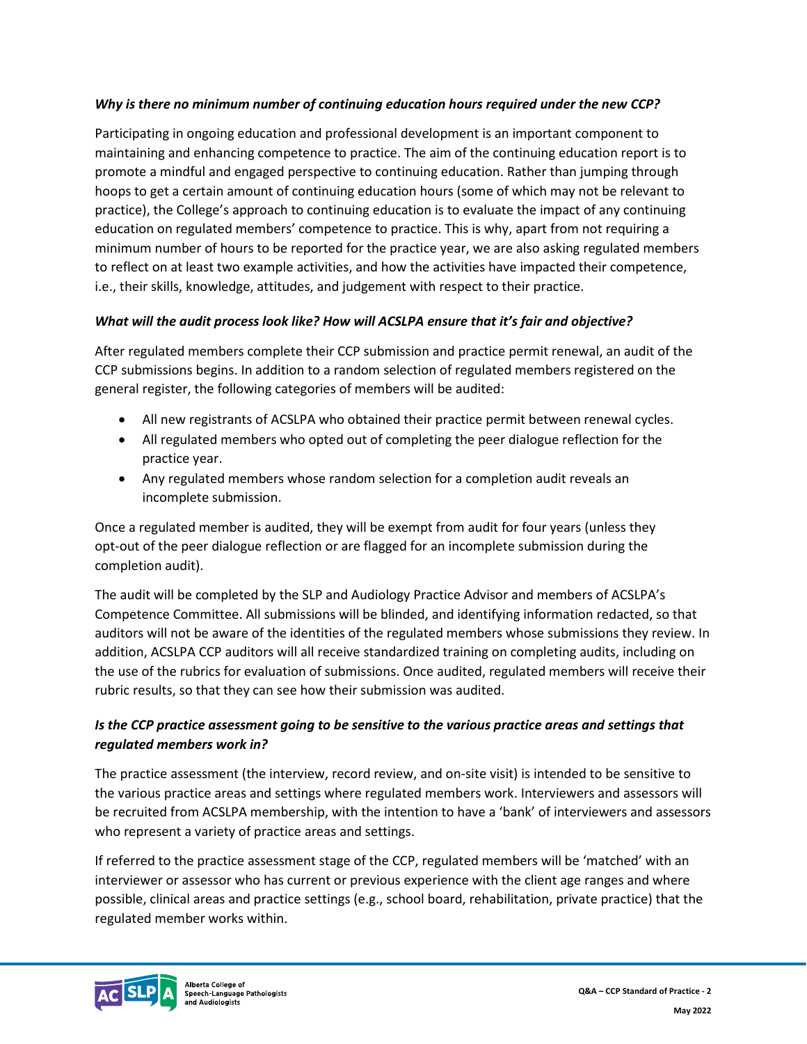### *Why is there no minimum number of continuing education hours required under the new CCP?*

Participating in ongoing education and professional development is an important component to maintaining and enhancing competence to practice. The aim of the continuing education report is to promote a mindful and engaged perspective to continuing education. Rather than jumping through hoops to get a certain amount of continuing education hours (some of which may not be relevant to practice), the College's approach to continuing education is to evaluate the impact of any continuing education on regulated members' competence to practice. This is why, apart from not requiring a minimum number of hours to be reported for the practice year, we are also asking regulated members to reflect on at least two example activities, and how the activities have impacted their competence, i.e., their skills, knowledge, attitudes, and judgement with respect to their practice.

### *What will the audit process look like? How will ACSLPA ensure that it's fair and objective?*

After regulated members complete their CCP submission and practice permit renewal, an audit of the CCP submissions begins. In addition to a random selection of regulated members registered on the general register, the following categories of members will be audited:

- All new registrants of ACSLPA who obtained their practice permit between renewal cycles.
- All regulated members who opted out of completing the peer dialogue reflection for the practice year.
- Any regulated members whose random selection for a completion audit reveals an incomplete submission.

Once a regulated member is audited, they will be exempt from audit for four years (unless they opt-out of the peer dialogue reflection or are flagged for an incomplete submission during the completion audit).

The audit will be completed by the SLP and Audiology Practice Advisor and members of ACSLPA's Competence Committee. All submissions will be blinded, and identifying information redacted, so that auditors will not be aware of the identities of the regulated members whose submissions they review. In addition, ACSLPA CCP auditors will all receive standardized training on completing audits, including on the use of the rubrics for evaluation of submissions. Once audited, regulated members will receive their rubric results, so that they can see how their submission was audited.

### *Is the CCP practice assessment going to be sensitive to the various practice areas and settings that regulated members work in?*

The practice assessment (the interview, record review, and on-site visit) is intended to be sensitive to the various practice areas and settings where regulated members work. Interviewers and assessors will be recruited from ACSLPA membership, with the intention to have a 'bank' of interviewers and assessors who represent a variety of practice areas and settings.

If referred to the practice assessment stage of the CCP, regulated members will be 'matched' with an interviewer or assessor who has current or previous experience with the client age ranges and where possible, clinical areas and practice settings (e.g., school board, rehabilitation, private practice) that the regulated member works within.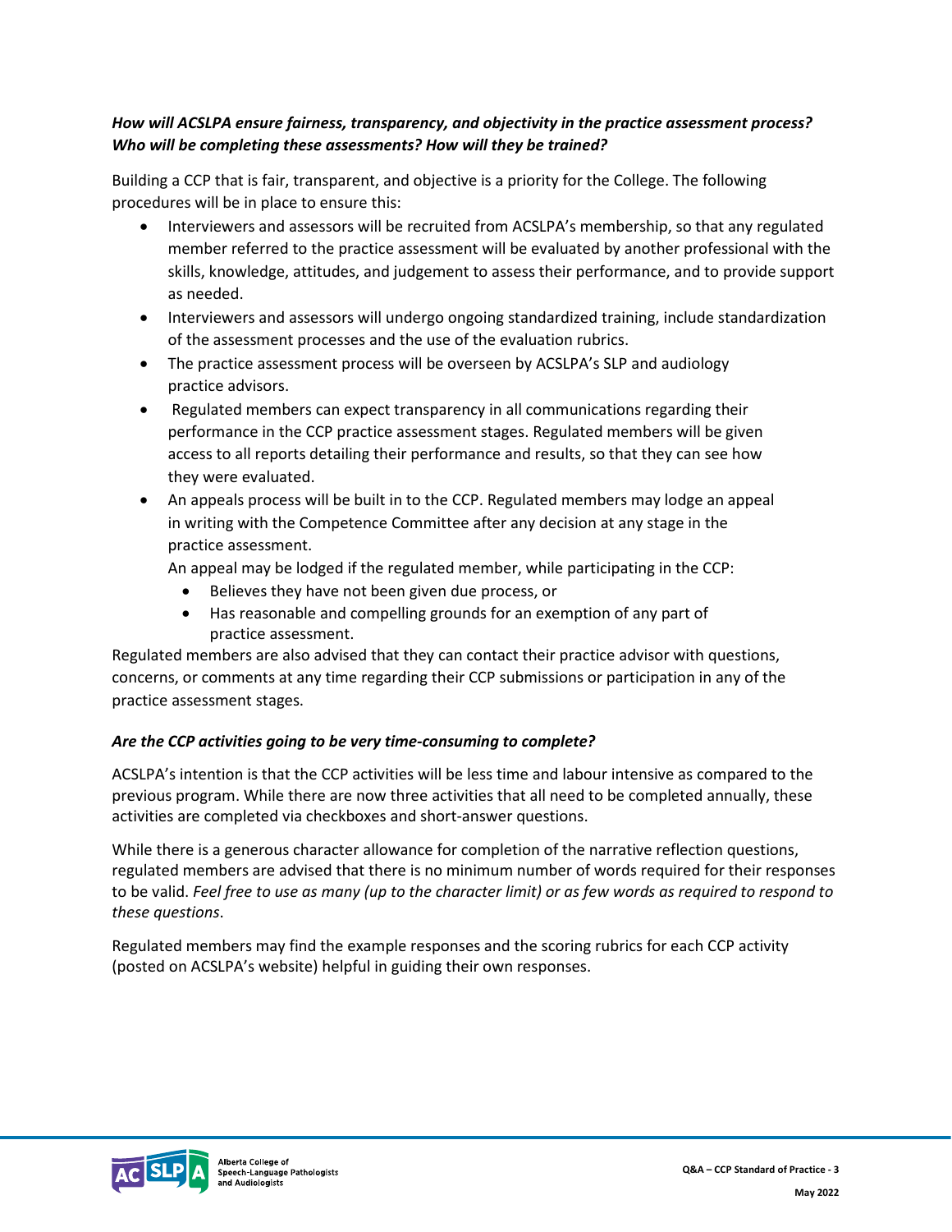***How will ACSLPA ensure fairness, transparency, and objectivity in the practice assessment process? Who will be completing these assessments? How will they be trained?***

Building a CCP that is fair, transparent, and objective is a priority for the College. The following procedures will be in place to ensure this:

- Interviewers and assessors will be recruited from ACSLPA's membership, so that any regulated member referred to the practice assessment will be evaluated by another professional with the skills, knowledge, attitudes, and judgement to assess their performance, and to provide support as needed.
- Interviewers and assessors will undergo ongoing standardized training, include standardization of the assessment processes and the use of the evaluation rubrics.
- The practice assessment process will be overseen by ACSLPA's SLP and audiology practice advisors.
- Regulated members can expect transparency in all communications regarding their performance in the CCP practice assessment stages. Regulated members will be given access to all reports detailing their performance and results, so that they can see how they were evaluated.
- An appeals process will be built in to the CCP. Regulated members may lodge an appeal in writing with the Competence Committee after any decision at any stage in the practice assessment.

  An appeal may be lodged if the regulated member, while participating in the CCP:

  - Believes they have not been given due process, or
  - Has reasonable and compelling grounds for an exemption of any part of practice assessment.

Regulated members are also advised that they can contact their practice advisor with questions, concerns, or comments at any time regarding their CCP submissions or participation in any of the practice assessment stages.

***Are the CCP activities going to be very time-consuming to complete?***

ACSLPA's intention is that the CCP activities will be less time and labour intensive as compared to the previous program. While there are now three activities that all need to be completed annually, these activities are completed via checkboxes and short-answer questions.

While there is a generous character allowance for completion of the narrative reflection questions, regulated members are advised that there is no minimum number of words required for their responses to be valid. *Feel free to use as many (up to the character limit) or as few words as required to respond to these questions*.

Regulated members may find the example responses and the scoring rubrics for each CCP activity (posted on ACSLPA's website) helpful in guiding their own responses.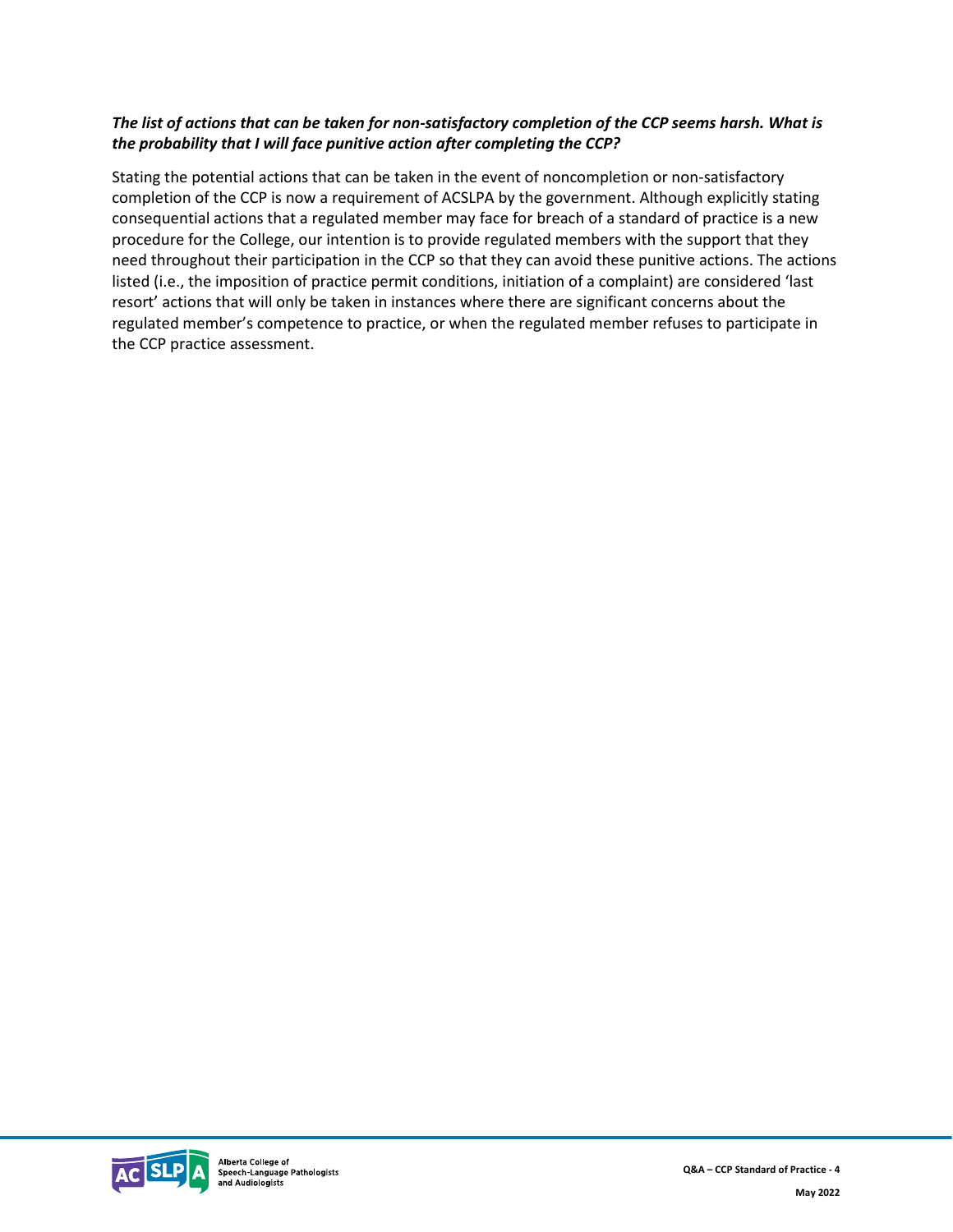***The list of actions that can be taken for non-satisfactory completion of the CCP seems harsh. What is the probability that I will face punitive action after completing the CCP?***

Stating the potential actions that can be taken in the event of noncompletion or non-satisfactory completion of the CCP is now a requirement of ACSLPA by the government. Although explicitly stating consequential actions that a regulated member may face for breach of a standard of practice is a new procedure for the College, our intention is to provide regulated members with the support that they need throughout their participation in the CCP so that they can avoid these punitive actions. The actions listed (i.e., the imposition of practice permit conditions, initiation of a complaint) are considered 'last resort' actions that will only be taken in instances where there are significant concerns about the regulated member's competence to practice, or when the regulated member refuses to participate in the CCP practice assessment.